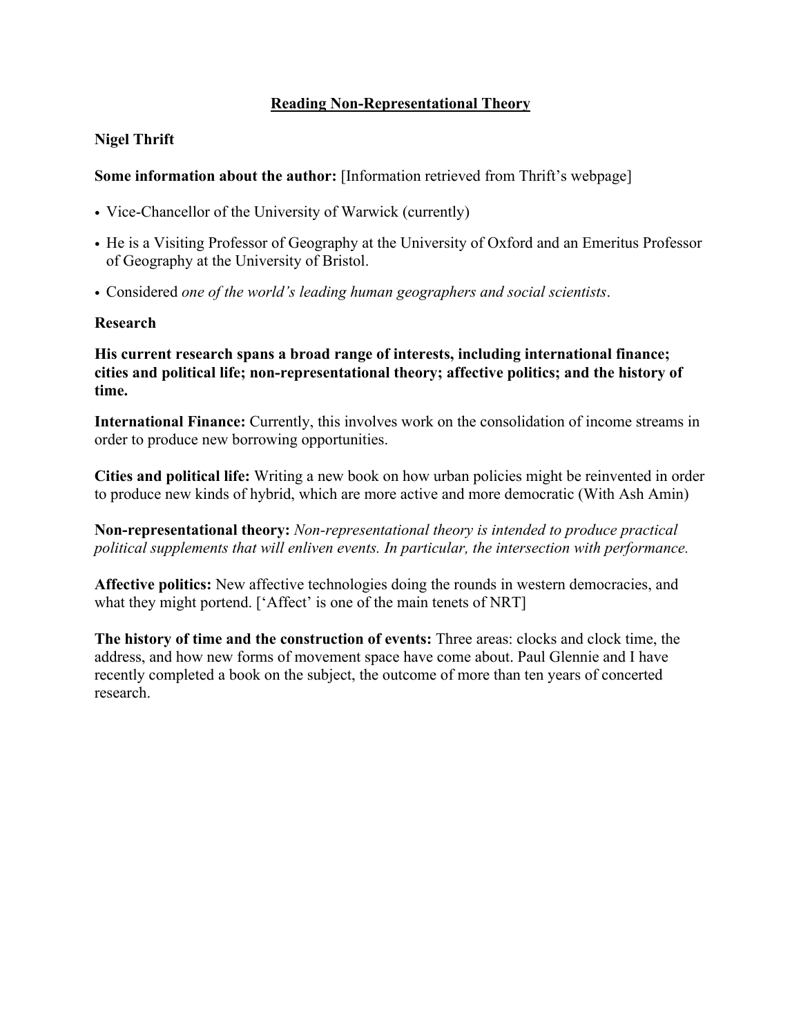# Reading Non-Representational Theory

**Nigel Thrift**

**Some information about the author:** [Information retrieved from Thrift's webpage]

- Vice-Chancellor of the University of Warwick (currently)
- He is a Visiting Professor of Geography at the University of Oxford and an Emeritus Professor of Geography at the University of Bristol.
- Considered *one of the world's leading human geographers and social scientists*.

**Research**

**His current research spans a broad range of interests, including international finance; cities and political life; non-representational theory; affective politics; and the history of time.**

**International Finance:** Currently, this involves work on the consolidation of income streams in order to produce new borrowing opportunities.

**Cities and political life:** Writing a new book on how urban policies might be reinvented in order to produce new kinds of hybrid, which are more active and more democratic (With Ash Amin)

**Non-representational theory:** *Non-representational theory is intended to produce practical political supplements that will enliven events. In particular, the intersection with performance.*

**Affective politics:** New affective technologies doing the rounds in western democracies, and what they might portend. ['Affect' is one of the main tenets of NRT]

**The history of time and the construction of events:** Three areas: clocks and clock time, the address, and how new forms of movement space have come about. Paul Glennie and I have recently completed a book on the subject, the outcome of more than ten years of concerted research.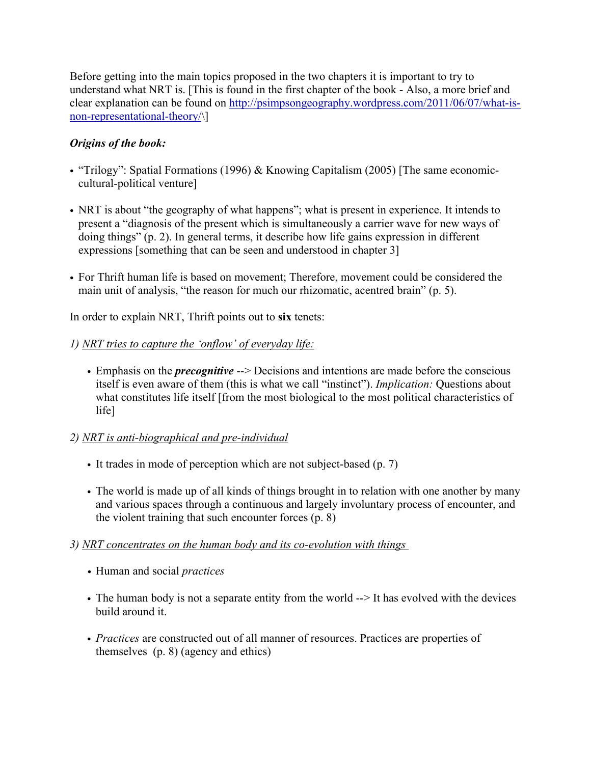Before getting into the main topics proposed in the two chapters it is important to try to understand what NRT is. [This is found in the first chapter of the book - Also, a more brief and clear explanation can be found on http://psimpsongeography.wordpress.com/2011/06/07/what-is-non-representational-theory/\]

***Origins of the book:***

- "Trilogy": Spatial Formations (1996) & Knowing Capitalism (2005) [The same economic-cultural-political venture]
- NRT is about "the geography of what happens"; what is present in experience. It intends to present a "diagnosis of the present which is simultaneously a carrier wave for new ways of doing things" (p. 2). In general terms, it describe how life gains expression in different expressions [something that can be seen and understood in chapter 3]
- For Thrift human life is based on movement; Therefore, movement could be considered the main unit of analysis, "the reason for much our rhizomatic, acentred brain" (p. 5).

In order to explain NRT, Thrift points out to **six** tenets:

*1) <u>NRT tries to capture the 'onflow' of everyday life:</u>*

- Emphasis on the ***precognitive*** --> Decisions and intentions are made before the conscious itself is even aware of them (this is what we call "instinct"). *Implication:* Questions about what constitutes life itself [from the most biological to the most political characteristics of life]

*2) <u>NRT is anti-biographical and pre-individual</u>*

- It trades in mode of perception which are not subject-based (p. 7)
- The world is made up of all kinds of things brought in to relation with one another by many and various spaces through a continuous and largely involuntary process of encounter, and the violent training that such encounter forces (p. 8)

*3) <u>NRT concentrates on the human body and its co-evolution with things</u>*

- Human and social *practices*
- The human body is not a separate entity from the world --> It has evolved with the devices build around it.
- *Practices* are constructed out of all manner of resources. Practices are properties of themselves (p. 8) (agency and ethics)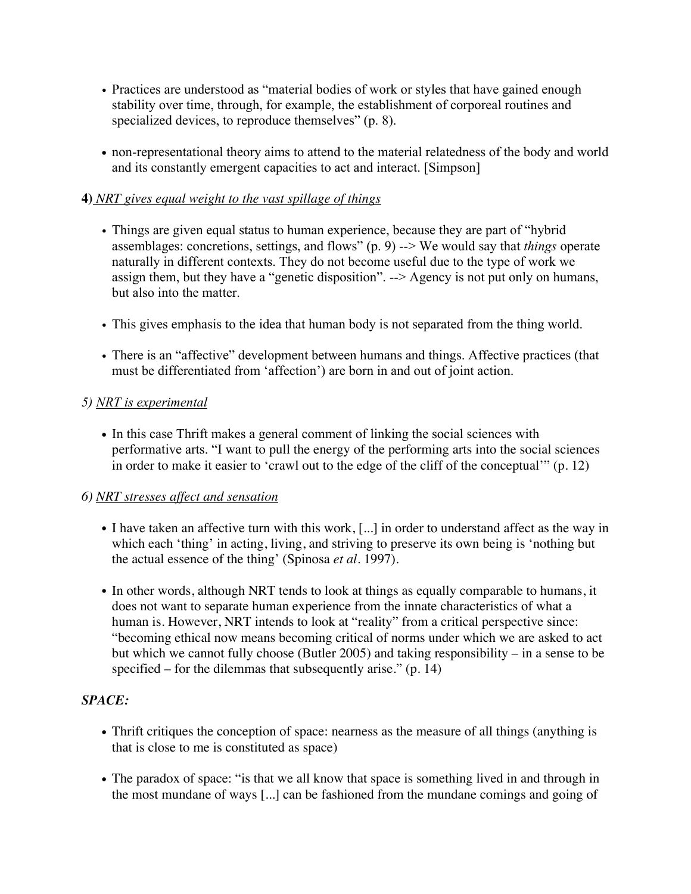- Practices are understood as "material bodies of work or styles that have gained enough stability over time, through, for example, the establishment of corporeal routines and specialized devices, to reproduce themselves" (p. 8).

- non-representational theory aims to attend to the material relatedness of the body and world and its constantly emergent capacities to act and interact. [Simpson]

**4)** *NRT gives equal weight to the vast spillage of things*

- Things are given equal status to human experience, because they are part of "hybrid assemblages: concretions, settings, and flows" (p. 9) --> We would say that *things* operate naturally in different contexts. They do not become useful due to the type of work we assign them, but they have a "genetic disposition". --> Agency is not put only on humans, but also into the matter.

- This gives emphasis to the idea that human body is not separated from the thing world.

- There is an "affective" development between humans and things. Affective practices (that must be differentiated from 'affection') are born in and out of joint action.

*5) NRT is experimental*

- In this case Thrift makes a general comment of linking the social sciences with performative arts. "I want to pull the energy of the performing arts into the social sciences in order to make it easier to 'crawl out to the edge of the cliff of the conceptual'" (p. 12)

*6) NRT stresses affect and sensation*

- I have taken an affective turn with this work, [...] in order to understand affect as the way in which each 'thing' in acting, living, and striving to preserve its own being is 'nothing but the actual essence of the thing' (Spinosa *et al*. 1997).

- In other words, although NRT tends to look at things as equally comparable to humans, it does not want to separate human experience from the innate characteristics of what a human is. However, NRT intends to look at "reality" from a critical perspective since: "becoming ethical now means becoming critical of norms under which we are asked to act but which we cannot fully choose (Butler 2005) and taking responsibility – in a sense to be specified – for the dilemmas that subsequently arise." (p. 14)

***SPACE:***

- Thrift critiques the conception of space: nearness as the measure of all things (anything is that is close to me is constituted as space)

- The paradox of space: "is that we all know that space is something lived in and through in the most mundane of ways [...] can be fashioned from the mundane comings and going of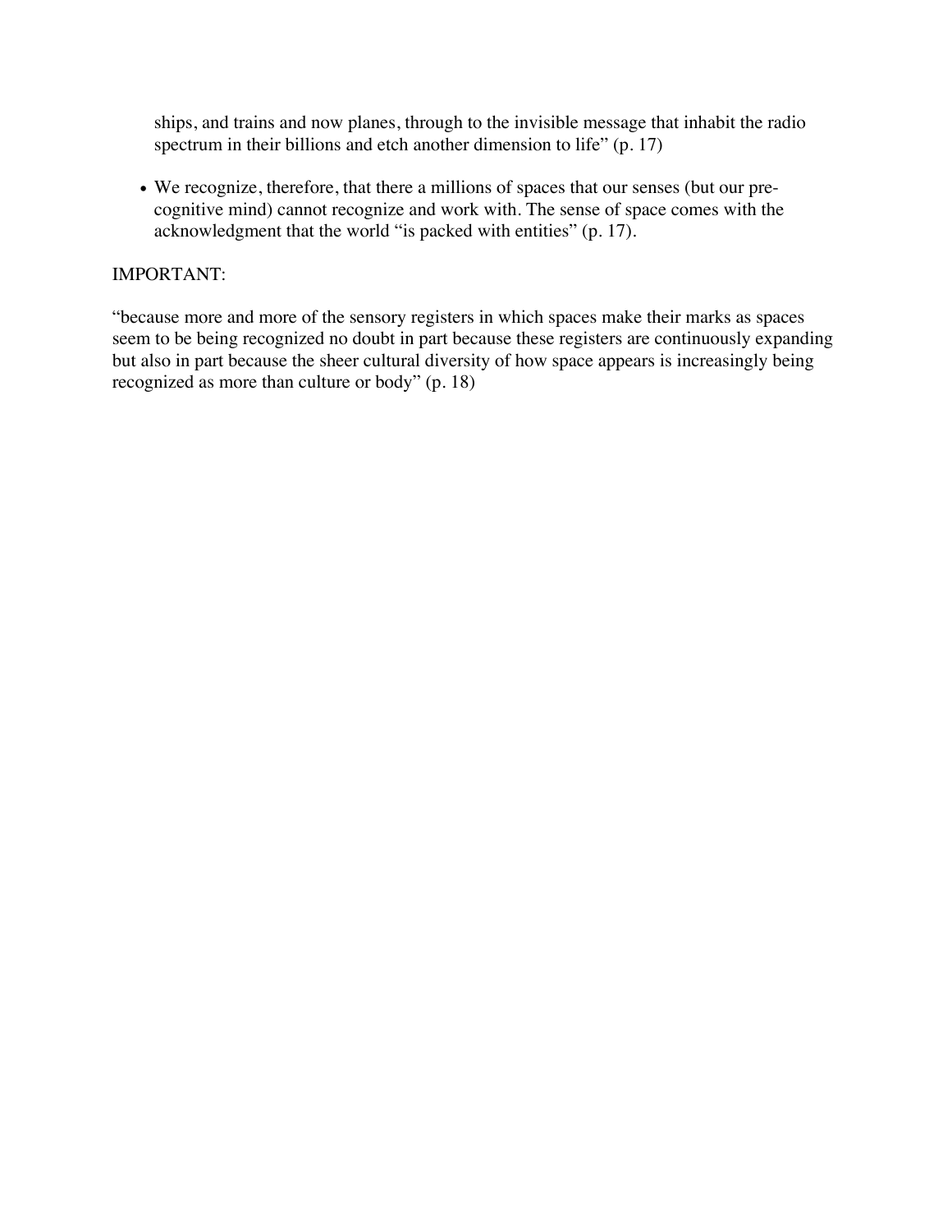ships, and trains and now planes, through to the invisible message that inhabit the radio spectrum in their billions and etch another dimension to life" (p. 17)

- We recognize, therefore, that there a millions of spaces that our senses (but our pre-cognitive mind) cannot recognize and work with. The sense of space comes with the acknowledgment that the world "is packed with entities" (p. 17).

IMPORTANT:

"because more and more of the sensory registers in which spaces make their marks as spaces seem to be being recognized no doubt in part because these registers are continuously expanding but also in part because the sheer cultural diversity of how space appears is increasingly being recognized as more than culture or body" (p. 18)